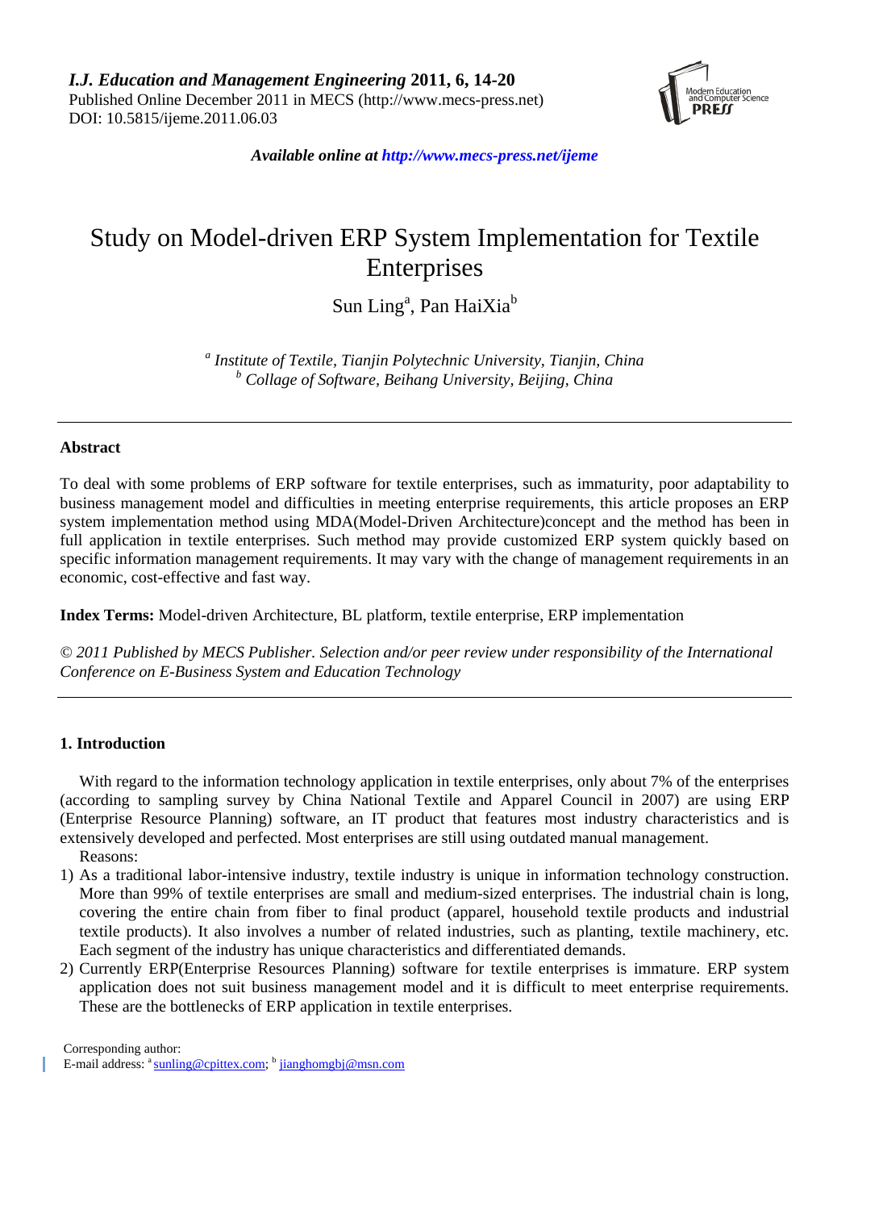*I.J. Education and Management Engineering* **2011, 6, 14-20**
Published Online December 2011 in MECS (http://www.mecs-press.net)
DOI: 10.5815/ijeme.2011.06.03

***Available online at http://www.mecs-press.net/ijeme***

# Study on Model-driven ERP System Implementation for Textile Enterprises

Sun Ling[a], Pan HaiXia[b]

[a] *Institute of Textile, Tianjin Polytechnic University, Tianjin, China*
[b] *Collage of Software, Beihang University, Beijing, China*

---

### Abstract

To deal with some problems of ERP software for textile enterprises, such as immaturity, poor adaptability to business management model and difficulties in meeting enterprise requirements, this article proposes an ERP system implementation method using MDA(Model-Driven Architecture)concept and the method has been in full application in textile enterprises. Such method may provide customized ERP system quickly based on specific information management requirements. It may vary with the change of management requirements in an economic, cost-effective and fast way.

**Index Terms:** Model-driven Architecture, BL platform, textile enterprise, ERP implementation

*© 2011 Published by MECS Publisher. Selection and/or peer review under responsibility of the International Conference on E-Business System and Education Technology*

---

### 1. Introduction

With regard to the information technology application in textile enterprises, only about 7% of the enterprises (according to sampling survey by China National Textile and Apparel Council in 2007) are using ERP (Enterprise Resource Planning) software, an IT product that features most industry characteristics and is extensively developed and perfected. Most enterprises are still using outdated manual management.

Reasons:

1) As a traditional labor-intensive industry, textile industry is unique in information technology construction. More than 99% of textile enterprises are small and medium-sized enterprises. The industrial chain is long, covering the entire chain from fiber to final product (apparel, household textile products and industrial textile products). It also involves a number of related industries, such as planting, textile machinery, etc. Each segment of the industry has unique characteristics and differentiated demands.
2) Currently ERP(Enterprise Resources Planning) software for textile enterprises is immature. ERP system application does not suit business management model and it is difficult to meet enterprise requirements. These are the bottlenecks of ERP application in textile enterprises.

Corresponding author:
E-mail address: [a] sunling@cpittex.com; [b] jianghomgbj@msn.com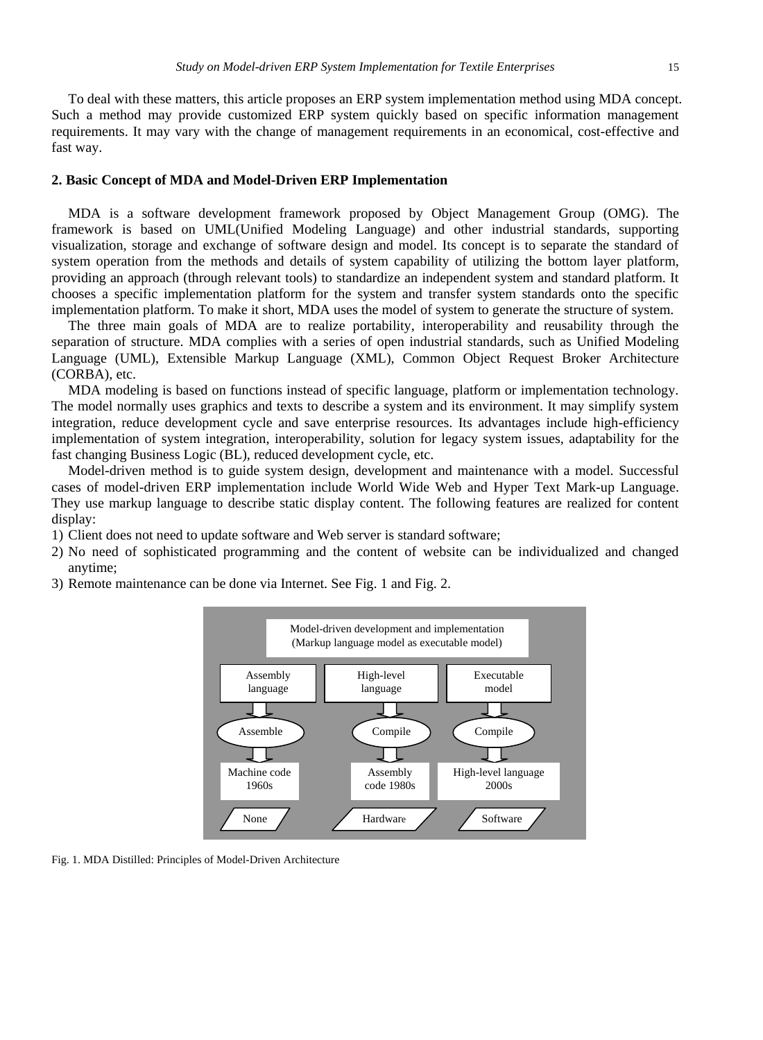To deal with these matters, this article proposes an ERP system implementation method using MDA concept. Such a method may provide customized ERP system quickly based on specific information management requirements. It may vary with the change of management requirements in an economical, cost-effective and fast way.

## 2. Basic Concept of MDA and Model-Driven ERP Implementation

MDA is a software development framework proposed by Object Management Group (OMG). The framework is based on UML(Unified Modeling Language) and other industrial standards, supporting visualization, storage and exchange of software design and model. Its concept is to separate the standard of system operation from the methods and details of system capability of utilizing the bottom layer platform, providing an approach (through relevant tools) to standardize an independent system and standard platform. It chooses a specific implementation platform for the system and transfer system standards onto the specific implementation platform. To make it short, MDA uses the model of system to generate the structure of system.

The three main goals of MDA are to realize portability, interoperability and reusability through the separation of structure. MDA complies with a series of open industrial standards, such as Unified Modeling Language (UML), Extensible Markup Language (XML), Common Object Request Broker Architecture (CORBA), etc.

MDA modeling is based on functions instead of specific language, platform or implementation technology. The model normally uses graphics and texts to describe a system and its environment. It may simplify system integration, reduce development cycle and save enterprise resources. Its advantages include high-efficiency implementation of system integration, interoperability, solution for legacy system issues, adaptability for the fast changing Business Logic (BL), reduced development cycle, etc.

Model-driven method is to guide system design, development and maintenance with a model. Successful cases of model-driven ERP implementation include World Wide Web and Hyper Text Mark-up Language. They use markup language to describe static display content. The following features are realized for content display:

1) Client does not need to update software and Web server is standard software;
2) No need of sophisticated programming and the content of website can be individualized and changed anytime;
3) Remote maintenance can be done via Internet. See Fig. 1 and Fig. 2.

Fig. 1. MDA Distilled: Principles of Model-Driven Architecture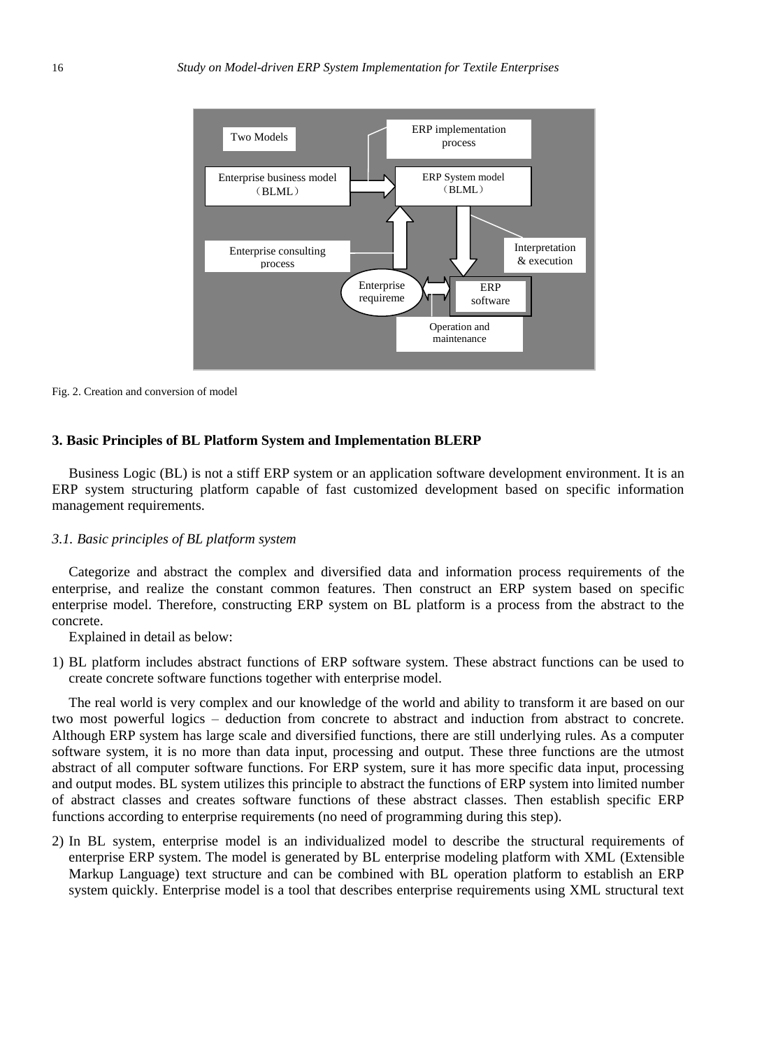Fig. 2. Creation and conversion of model

### 3. Basic Principles of BL Platform System and Implementation BLERP

Business Logic (BL) is not a stiff ERP system or an application software development environment. It is an ERP system structuring platform capable of fast customized development based on specific information management requirements.

#### *3.1. Basic principles of BL platform system*

Categorize and abstract the complex and diversified data and information process requirements of the enterprise, and realize the constant common features. Then construct an ERP system based on specific enterprise model. Therefore, constructing ERP system on BL platform is a process from the abstract to the concrete.

Explained in detail as below:

1) BL platform includes abstract functions of ERP software system. These abstract functions can be used to create concrete software functions together with enterprise model.

The real world is very complex and our knowledge of the world and ability to transform it are based on our two most powerful logics – deduction from concrete to abstract and induction from abstract to concrete. Although ERP system has large scale and diversified functions, there are still underlying rules. As a computer software system, it is no more than data input, processing and output. These three functions are the utmost abstract of all computer software functions. For ERP system, sure it has more specific data input, processing and output modes. BL system utilizes this principle to abstract the functions of ERP system into limited number of abstract classes and creates software functions of these abstract classes. Then establish specific ERP functions according to enterprise requirements (no need of programming during this step).

2) In BL system, enterprise model is an individualized model to describe the structural requirements of enterprise ERP system. The model is generated by BL enterprise modeling platform with XML (Extensible Markup Language) text structure and can be combined with BL operation platform to establish an ERP system quickly. Enterprise model is a tool that describes enterprise requirements using XML structural text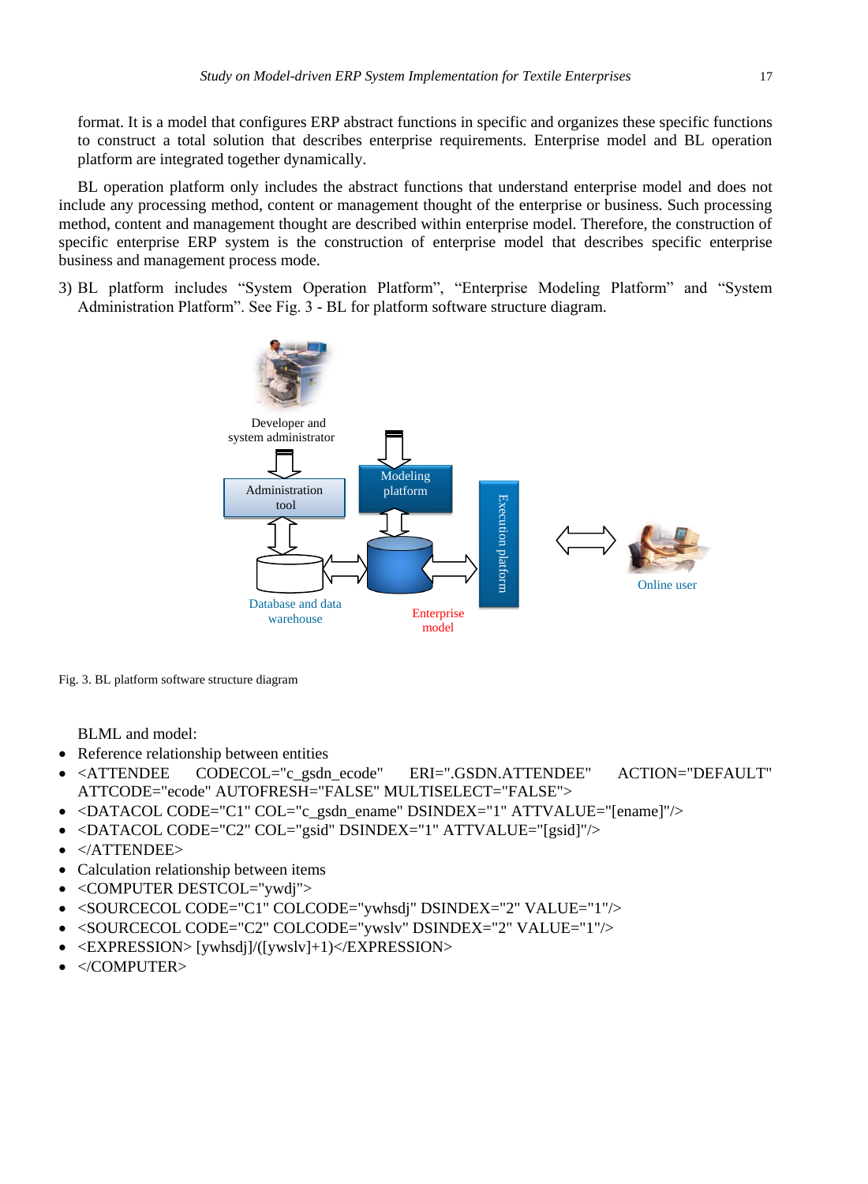format. It is a model that configures ERP abstract functions in specific and organizes these specific functions to construct a total solution that describes enterprise requirements. Enterprise model and BL operation platform are integrated together dynamically.

BL operation platform only includes the abstract functions that understand enterprise model and does not include any processing method, content or management thought of the enterprise or business. Such processing method, content and management thought are described within enterprise model. Therefore, the construction of specific enterprise ERP system is the construction of enterprise model that describes specific enterprise business and management process mode.

3) BL platform includes "System Operation Platform", "Enterprise Modeling Platform" and "System Administration Platform". See Fig. 3 - BL for platform software structure diagram.

Developer and system administrator

Administration tool

Modeling platform

Execution platform

Online user

Database and data warehouse

Enterprise model

Fig. 3. BL platform software structure diagram

BLML and model:

- Reference relationship between entities
- <ATTENDEE CODECOL="c_gsdn_ecode" ERI=".GSDN.ATTENDEE" ACTION="DEFAULT" ATTCODE="ecode" AUTOFRESH="FALSE" MULTISELECT="FALSE">
- <DATACOL CODE="C1" COL="c_gsdn_ename" DSINDEX="1" ATTVALUE="[ename]"/>
- <DATACOL CODE="C2" COL="gsid" DSINDEX="1" ATTVALUE="[gsid]"/>
- </ATTENDEE>
- Calculation relationship between items
- <COMPUTER DESTCOL="ywdj">
- <SOURCECOL CODE="C1" COLCODE="ywhsdj" DSINDEX="2" VALUE="1"/>
- <SOURCECOL CODE="C2" COLCODE="ywslv" DSINDEX="2" VALUE="1"/>
- <EXPRESSION> [ywhsdj]/([ywslv]+1)</EXPRESSION>
- </COMPUTER>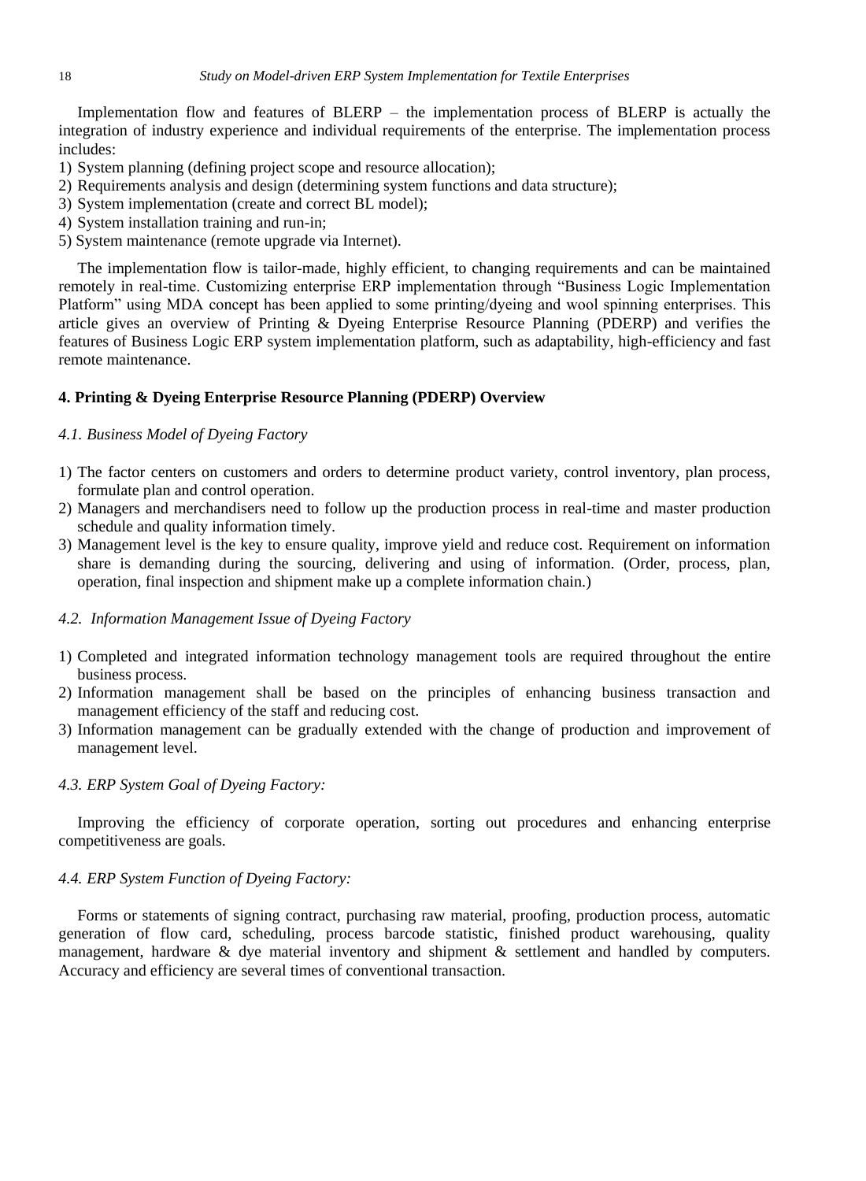Implementation flow and features of BLERP – the implementation process of BLERP is actually the integration of industry experience and individual requirements of the enterprise. The implementation process includes:

1) System planning (defining project scope and resource allocation);
2) Requirements analysis and design (determining system functions and data structure);
3) System implementation (create and correct BL model);
4) System installation training and run-in;
5) System maintenance (remote upgrade via Internet).

The implementation flow is tailor-made, highly efficient, to changing requirements and can be maintained remotely in real-time. Customizing enterprise ERP implementation through "Business Logic Implementation Platform" using MDA concept has been applied to some printing/dyeing and wool spinning enterprises. This article gives an overview of Printing & Dyeing Enterprise Resource Planning (PDERP) and verifies the features of Business Logic ERP system implementation platform, such as adaptability, high-efficiency and fast remote maintenance.

## 4. Printing & Dyeing Enterprise Resource Planning (PDERP) Overview

### *4.1. Business Model of Dyeing Factory*

1) The factor centers on customers and orders to determine product variety, control inventory, plan process, formulate plan and control operation.
2) Managers and merchandisers need to follow up the production process in real-time and master production schedule and quality information timely.
3) Management level is the key to ensure quality, improve yield and reduce cost. Requirement on information share is demanding during the sourcing, delivering and using of information. (Order, process, plan, operation, final inspection and shipment make up a complete information chain.)

### *4.2. Information Management Issue of Dyeing Factory*

1) Completed and integrated information technology management tools are required throughout the entire business process.
2) Information management shall be based on the principles of enhancing business transaction and management efficiency of the staff and reducing cost.
3) Information management can be gradually extended with the change of production and improvement of management level.

### *4.3. ERP System Goal of Dyeing Factory:*

Improving the efficiency of corporate operation, sorting out procedures and enhancing enterprise competitiveness are goals.

### *4.4. ERP System Function of Dyeing Factory:*

Forms or statements of signing contract, purchasing raw material, proofing, production process, automatic generation of flow card, scheduling, process barcode statistic, finished product warehousing, quality management, hardware & dye material inventory and shipment & settlement and handled by computers. Accuracy and efficiency are several times of conventional transaction.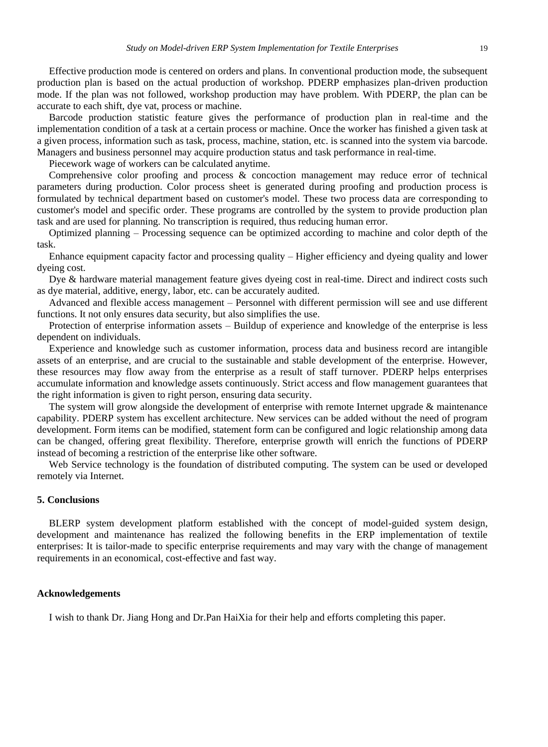Effective production mode is centered on orders and plans. In conventional production mode, the subsequent production plan is based on the actual production of workshop. PDERP emphasizes plan-driven production mode. If the plan was not followed, workshop production may have problem. With PDERP, the plan can be accurate to each shift, dye vat, process or machine.

Barcode production statistic feature gives the performance of production plan in real-time and the implementation condition of a task at a certain process or machine. Once the worker has finished a given task at a given process, information such as task, process, machine, station, etc. is scanned into the system via barcode. Managers and business personnel may acquire production status and task performance in real-time.

Piecework wage of workers can be calculated anytime.

Comprehensive color proofing and process & concoction management may reduce error of technical parameters during production. Color process sheet is generated during proofing and production process is formulated by technical department based on customer's model. These two process data are corresponding to customer's model and specific order. These programs are controlled by the system to provide production plan task and are used for planning. No transcription is required, thus reducing human error.

Optimized planning – Processing sequence can be optimized according to machine and color depth of the task.

Enhance equipment capacity factor and processing quality – Higher efficiency and dyeing quality and lower dyeing cost.

Dye & hardware material management feature gives dyeing cost in real-time. Direct and indirect costs such as dye material, additive, energy, labor, etc. can be accurately audited.

Advanced and flexible access management – Personnel with different permission will see and use different functions. It not only ensures data security, but also simplifies the use.

Protection of enterprise information assets – Buildup of experience and knowledge of the enterprise is less dependent on individuals.

Experience and knowledge such as customer information, process data and business record are intangible assets of an enterprise, and are crucial to the sustainable and stable development of the enterprise. However, these resources may flow away from the enterprise as a result of staff turnover. PDERP helps enterprises accumulate information and knowledge assets continuously. Strict access and flow management guarantees that the right information is given to right person, ensuring data security.

The system will grow alongside the development of enterprise with remote Internet upgrade & maintenance capability. PDERP system has excellent architecture. New services can be added without the need of program development. Form items can be modified, statement form can be configured and logic relationship among data can be changed, offering great flexibility. Therefore, enterprise growth will enrich the functions of PDERP instead of becoming a restriction of the enterprise like other software.

Web Service technology is the foundation of distributed computing. The system can be used or developed remotely via Internet.

## 5. Conclusions

BLERP system development platform established with the concept of model-guided system design, development and maintenance has realized the following benefits in the ERP implementation of textile enterprises: It is tailor-made to specific enterprise requirements and may vary with the change of management requirements in an economical, cost-effective and fast way.

## Acknowledgements

I wish to thank Dr. Jiang Hong and Dr.Pan HaiXia for their help and efforts completing this paper.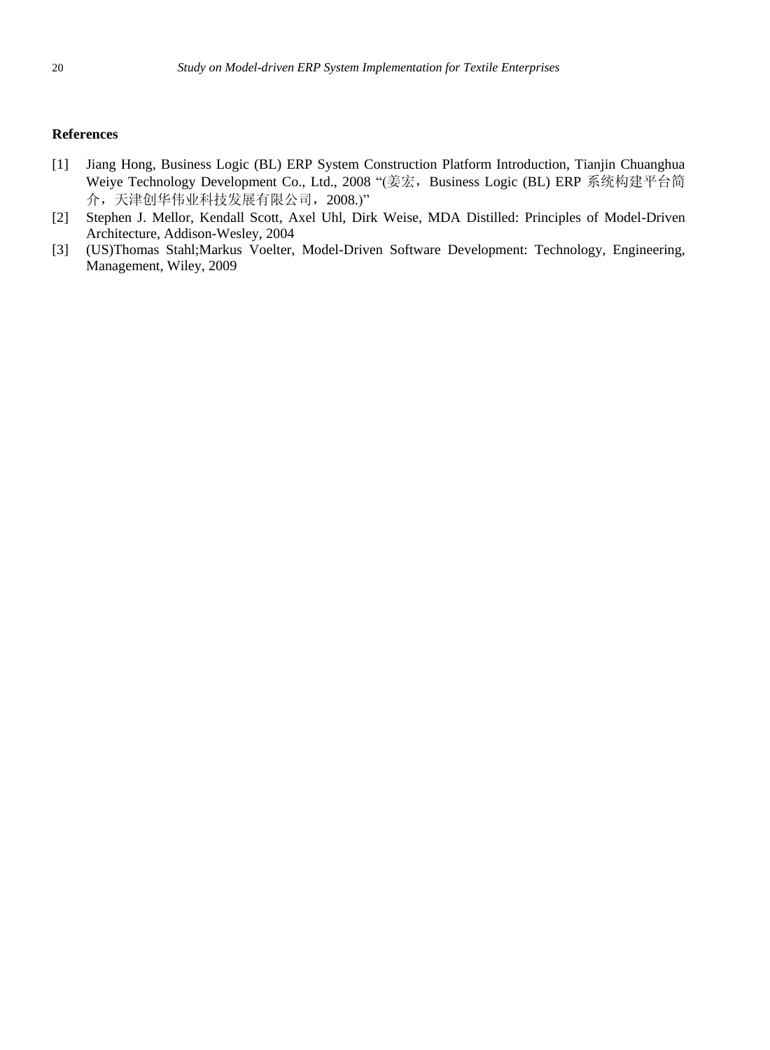## References

[1] Jiang Hong, Business Logic (BL) ERP System Construction Platform Introduction, Tianjin Chuanghua Weiye Technology Development Co., Ltd., 2008 "(姜宏，Business Logic (BL) ERP 系统构建平台简介，天津创华伟业科技发展有限公司，2008.)"

[2] Stephen J. Mellor, Kendall Scott, Axel Uhl, Dirk Weise, MDA Distilled: Principles of Model-Driven Architecture, Addison-Wesley, 2004

[3] (US)Thomas Stahl;Markus Voelter, Model-Driven Software Development: Technology, Engineering, Management, Wiley, 2009